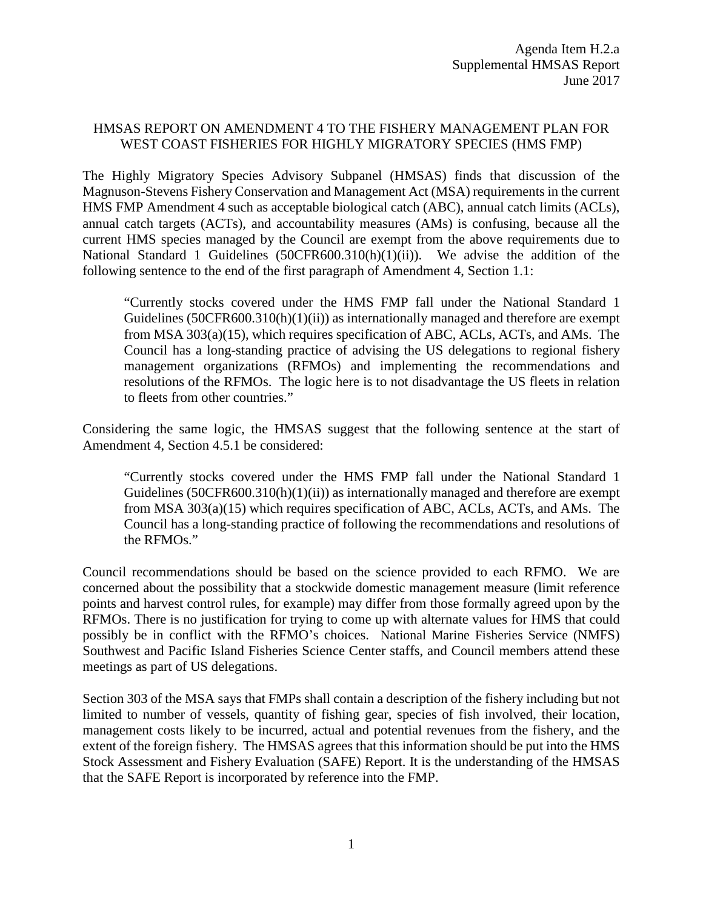Agenda Item H.2.a
Supplemental HMSAS Report
June 2017

# HMSAS REPORT ON AMENDMENT 4 TO THE FISHERY MANAGEMENT PLAN FOR WEST COAST FISHERIES FOR HIGHLY MIGRATORY SPECIES (HMS FMP)

The Highly Migratory Species Advisory Subpanel (HMSAS) finds that discussion of the Magnuson-Stevens Fishery Conservation and Management Act (MSA) requirements in the current HMS FMP Amendment 4 such as acceptable biological catch (ABC), annual catch limits (ACLs), annual catch targets (ACTs), and accountability measures (AMs) is confusing, because all the current HMS species managed by the Council are exempt from the above requirements due to National Standard 1 Guidelines (50CFR600.310(h)(1)(ii)). We advise the addition of the following sentence to the end of the first paragraph of Amendment 4, Section 1.1:

> "Currently stocks covered under the HMS FMP fall under the National Standard 1 Guidelines (50CFR600.310(h)(1)(ii)) as internationally managed and therefore are exempt from MSA 303(a)(15), which requires specification of ABC, ACLs, ACTs, and AMs. The Council has a long-standing practice of advising the US delegations to regional fishery management organizations (RFMOs) and implementing the recommendations and resolutions of the RFMOs. The logic here is to not disadvantage the US fleets in relation to fleets from other countries."

Considering the same logic, the HMSAS suggest that the following sentence at the start of Amendment 4, Section 4.5.1 be considered:

> "Currently stocks covered under the HMS FMP fall under the National Standard 1 Guidelines (50CFR600.310(h)(1)(ii)) as internationally managed and therefore are exempt from MSA 303(a)(15) which requires specification of ABC, ACLs, ACTs, and AMs. The Council has a long-standing practice of following the recommendations and resolutions of the RFMOs."

Council recommendations should be based on the science provided to each RFMO. We are concerned about the possibility that a stockwide domestic management measure (limit reference points and harvest control rules, for example) may differ from those formally agreed upon by the RFMOs. There is no justification for trying to come up with alternate values for HMS that could possibly be in conflict with the RFMO's choices. National Marine Fisheries Service (NMFS) Southwest and Pacific Island Fisheries Science Center staffs, and Council members attend these meetings as part of US delegations.

Section 303 of the MSA says that FMPs shall contain a description of the fishery including but not limited to number of vessels, quantity of fishing gear, species of fish involved, their location, management costs likely to be incurred, actual and potential revenues from the fishery, and the extent of the foreign fishery. The HMSAS agrees that this information should be put into the HMS Stock Assessment and Fishery Evaluation (SAFE) Report. It is the understanding of the HMSAS that the SAFE Report is incorporated by reference into the FMP.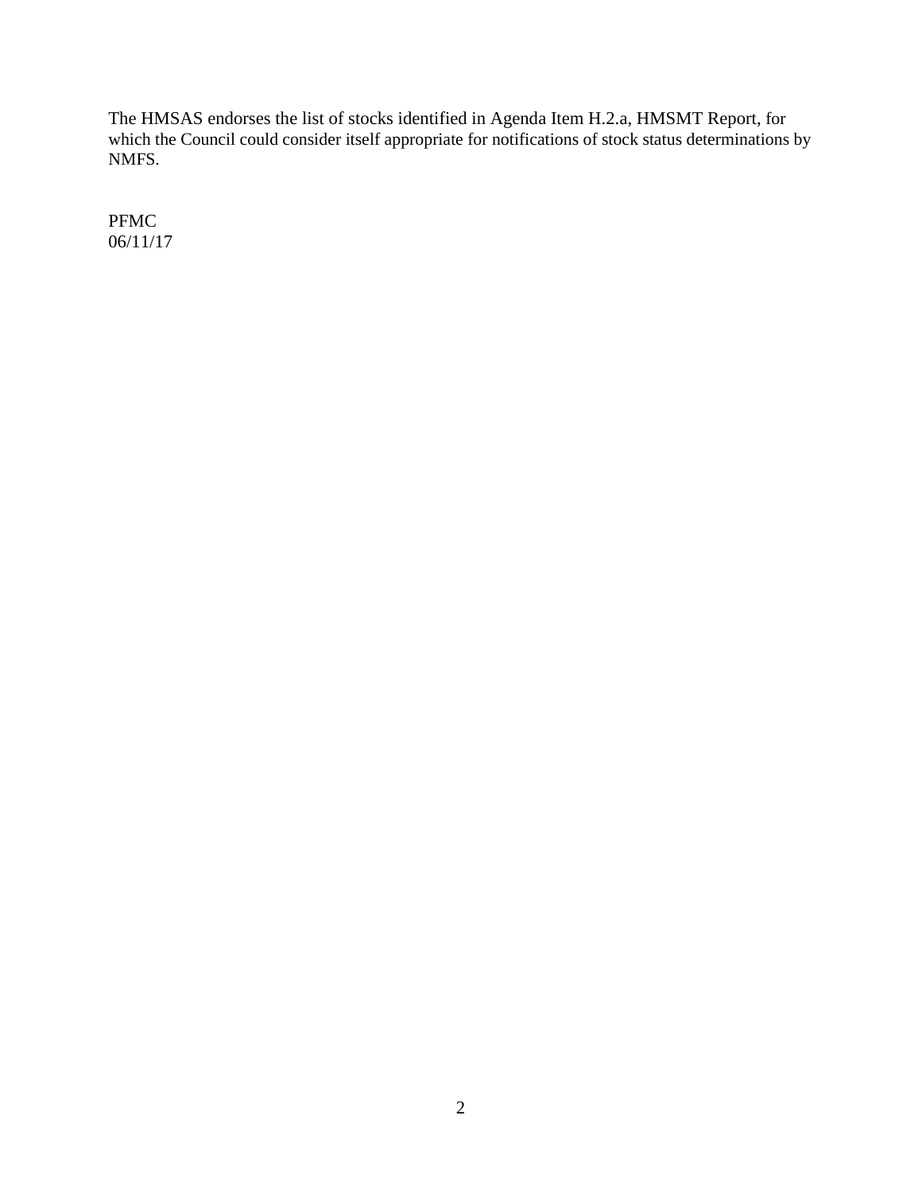The HMSAS endorses the list of stocks identified in Agenda Item H.2.a, HMSMT Report, for which the Council could consider itself appropriate for notifications of stock status determinations by NMFS.

PFMC
06/11/17